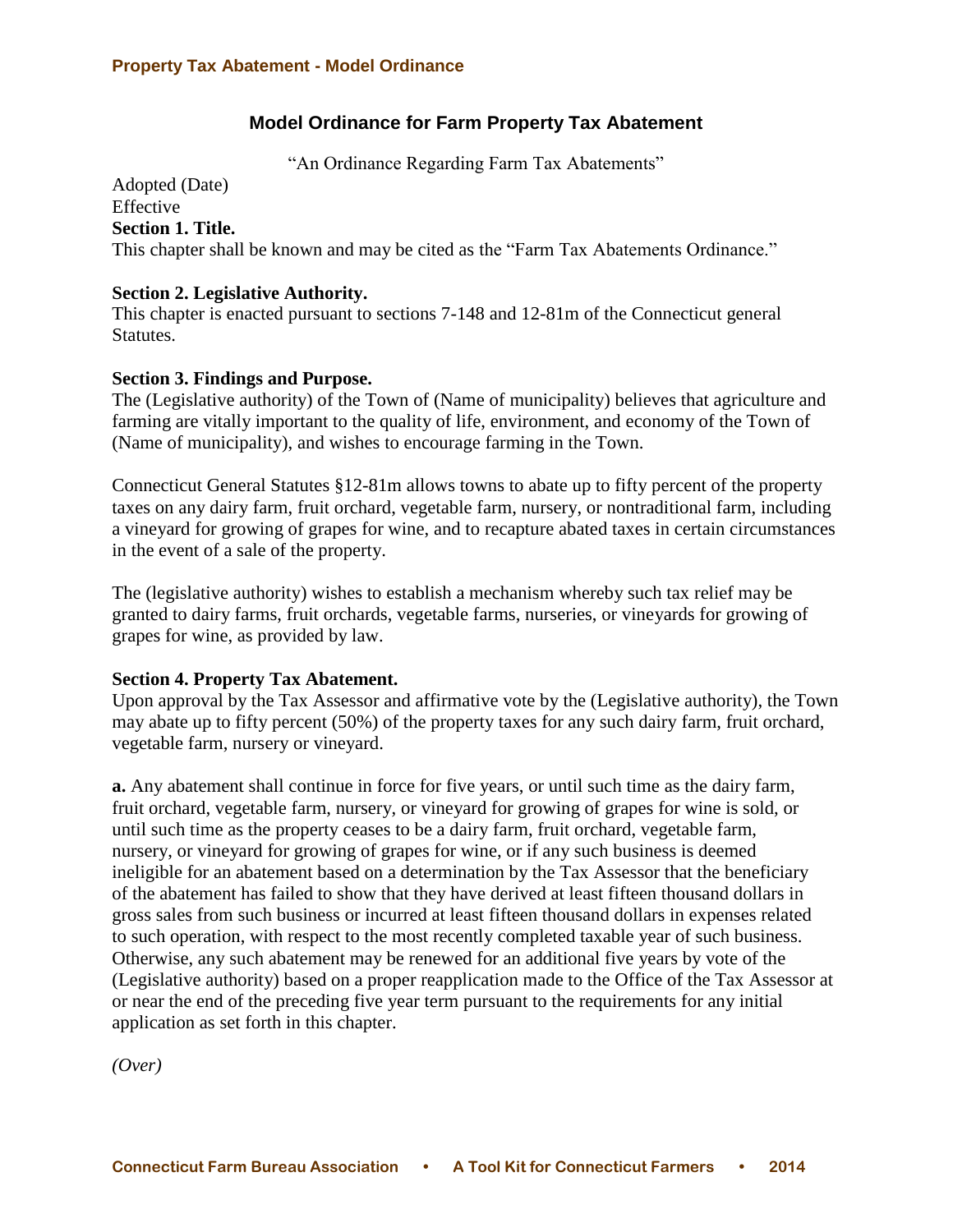## Model Ordinance for Farm Property Tax Abatement

"An Ordinance Regarding Farm Tax Abatements"

Adopted (Date)
Effective

**Section 1. Title.**
This chapter shall be known and may be cited as the "Farm Tax Abatements Ordinance."

**Section 2. Legislative Authority.**
This chapter is enacted pursuant to sections 7-148 and 12-81m of the Connecticut general Statutes.

**Section 3. Findings and Purpose.**
The (Legislative authority) of the Town of (Name of municipality) believes that agriculture and farming are vitally important to the quality of life, environment, and economy of the Town of (Name of municipality), and wishes to encourage farming in the Town.

Connecticut General Statutes §12-81m allows towns to abate up to fifty percent of the property taxes on any dairy farm, fruit orchard, vegetable farm, nursery, or nontraditional farm, including a vineyard for growing of grapes for wine, and to recapture abated taxes in certain circumstances in the event of a sale of the property.

The (legislative authority) wishes to establish a mechanism whereby such tax relief may be granted to dairy farms, fruit orchards, vegetable farms, nurseries, or vineyards for growing of grapes for wine, as provided by law.

**Section 4. Property Tax Abatement.**
Upon approval by the Tax Assessor and affirmative vote by the (Legislative authority), the Town may abate up to fifty percent (50%) of the property taxes for any such dairy farm, fruit orchard, vegetable farm, nursery or vineyard.

**a.** Any abatement shall continue in force for five years, or until such time as the dairy farm, fruit orchard, vegetable farm, nursery, or vineyard for growing of grapes for wine is sold, or until such time as the property ceases to be a dairy farm, fruit orchard, vegetable farm, nursery, or vineyard for growing of grapes for wine, or if any such business is deemed ineligible for an abatement based on a determination by the Tax Assessor that the beneficiary of the abatement has failed to show that they have derived at least fifteen thousand dollars in gross sales from such business or incurred at least fifteen thousand dollars in expenses related to such operation, with respect to the most recently completed taxable year of such business. Otherwise, any such abatement may be renewed for an additional five years by vote of the (Legislative authority) based on a proper reapplication made to the Office of the Tax Assessor at or near the end of the preceding five year term pursuant to the requirements for any initial application as set forth in this chapter.

*(Over)*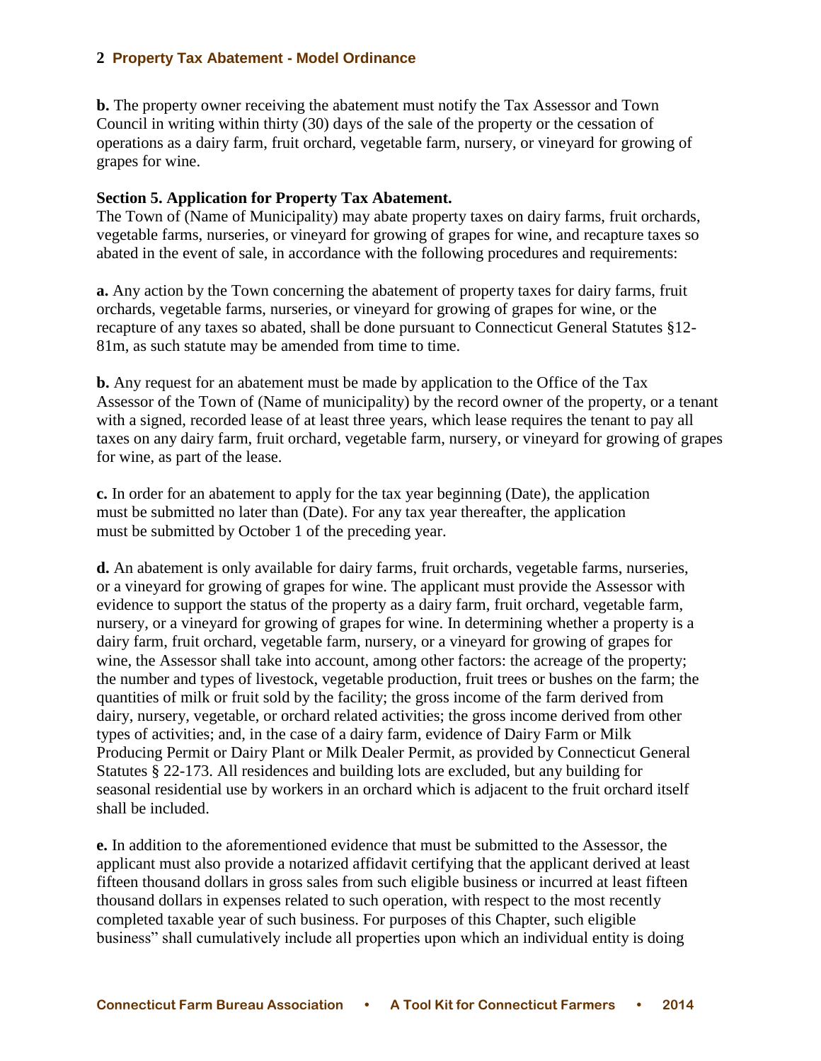**b.** The property owner receiving the abatement must notify the Tax Assessor and Town Council in writing within thirty (30) days of the sale of the property or the cessation of operations as a dairy farm, fruit orchard, vegetable farm, nursery, or vineyard for growing of grapes for wine.

**Section 5. Application for Property Tax Abatement.**

The Town of (Name of Municipality) may abate property taxes on dairy farms, fruit orchards, vegetable farms, nurseries, or vineyard for growing of grapes for wine, and recapture taxes so abated in the event of sale, in accordance with the following procedures and requirements:

**a.** Any action by the Town concerning the abatement of property taxes for dairy farms, fruit orchards, vegetable farms, nurseries, or vineyard for growing of grapes for wine, or the recapture of any taxes so abated, shall be done pursuant to Connecticut General Statutes §12-81m, as such statute may be amended from time to time.

**b.** Any request for an abatement must be made by application to the Office of the Tax Assessor of the Town of (Name of municipality) by the record owner of the property, or a tenant with a signed, recorded lease of at least three years, which lease requires the tenant to pay all taxes on any dairy farm, fruit orchard, vegetable farm, nursery, or vineyard for growing of grapes for wine, as part of the lease.

**c.** In order for an abatement to apply for the tax year beginning (Date), the application must be submitted no later than (Date). For any tax year thereafter, the application must be submitted by October 1 of the preceding year.

**d.** An abatement is only available for dairy farms, fruit orchards, vegetable farms, nurseries, or a vineyard for growing of grapes for wine. The applicant must provide the Assessor with evidence to support the status of the property as a dairy farm, fruit orchard, vegetable farm, nursery, or a vineyard for growing of grapes for wine. In determining whether a property is a dairy farm, fruit orchard, vegetable farm, nursery, or a vineyard for growing of grapes for wine, the Assessor shall take into account, among other factors: the acreage of the property; the number and types of livestock, vegetable production, fruit trees or bushes on the farm; the quantities of milk or fruit sold by the facility; the gross income of the farm derived from dairy, nursery, vegetable, or orchard related activities; the gross income derived from other types of activities; and, in the case of a dairy farm, evidence of Dairy Farm or Milk Producing Permit or Dairy Plant or Milk Dealer Permit, as provided by Connecticut General Statutes § 22-173. All residences and building lots are excluded, but any building for seasonal residential use by workers in an orchard which is adjacent to the fruit orchard itself shall be included.

**e.** In addition to the aforementioned evidence that must be submitted to the Assessor, the applicant must also provide a notarized affidavit certifying that the applicant derived at least fifteen thousand dollars in gross sales from such eligible business or incurred at least fifteen thousand dollars in expenses related to such operation, with respect to the most recently completed taxable year of such business. For purposes of this Chapter, such eligible business" shall cumulatively include all properties upon which an individual entity is doing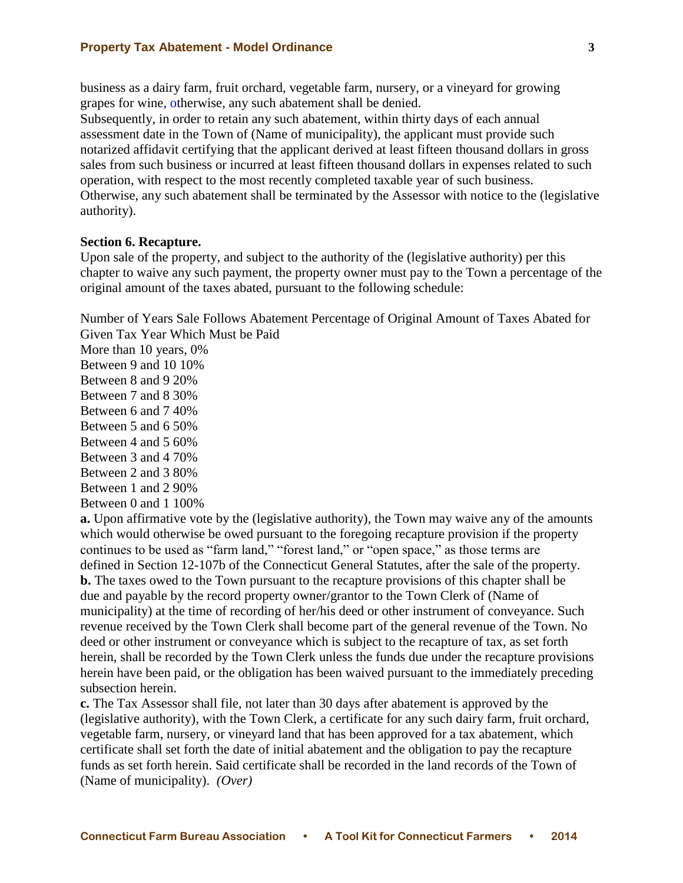business as a dairy farm, fruit orchard, vegetable farm, nursery, or a vineyard for growing grapes for wine, otherwise, any such abatement shall be denied.
Subsequently, in order to retain any such abatement, within thirty days of each annual assessment date in the Town of (Name of municipality), the applicant must provide such notarized affidavit certifying that the applicant derived at least fifteen thousand dollars in gross sales from such business or incurred at least fifteen thousand dollars in expenses related to such operation, with respect to the most recently completed taxable year of such business. Otherwise, any such abatement shall be terminated by the Assessor with notice to the (legislative authority).

**Section 6. Recapture.**
Upon sale of the property, and subject to the authority of the (legislative authority) per this chapter to waive any such payment, the property owner must pay to the Town a percentage of the original amount of the taxes abated, pursuant to the following schedule:

Number of Years Sale Follows Abatement Percentage of Original Amount of Taxes Abated for Given Tax Year Which Must be Paid
More than 10 years, 0%
Between 9 and 10 10%
Between 8 and 9 20%
Between 7 and 8 30%
Between 6 and 7 40%
Between 5 and 6 50%
Between 4 and 5 60%
Between 3 and 4 70%
Between 2 and 3 80%
Between 1 and 2 90%
Between 0 and 1 100%

**a.** Upon affirmative vote by the (legislative authority), the Town may waive any of the amounts which would otherwise be owed pursuant to the foregoing recapture provision if the property continues to be used as "farm land," "forest land," or "open space," as those terms are defined in Section 12-107b of the Connecticut General Statutes, after the sale of the property.
**b.** The taxes owed to the Town pursuant to the recapture provisions of this chapter shall be due and payable by the record property owner/grantor to the Town Clerk of (Name of municipality) at the time of recording of her/his deed or other instrument of conveyance. Such revenue received by the Town Clerk shall become part of the general revenue of the Town. No deed or other instrument or conveyance which is subject to the recapture of tax, as set forth herein, shall be recorded by the Town Clerk unless the funds due under the recapture provisions herein have been paid, or the obligation has been waived pursuant to the immediately preceding subsection herein.
**c.** The Tax Assessor shall file, not later than 30 days after abatement is approved by the (legislative authority), with the Town Clerk, a certificate for any such dairy farm, fruit orchard, vegetable farm, nursery, or vineyard land that has been approved for a tax abatement, which certificate shall set forth the date of initial abatement and the obligation to pay the recapture funds as set forth herein. Said certificate shall be recorded in the land records of the Town of (Name of municipality). *(Over)*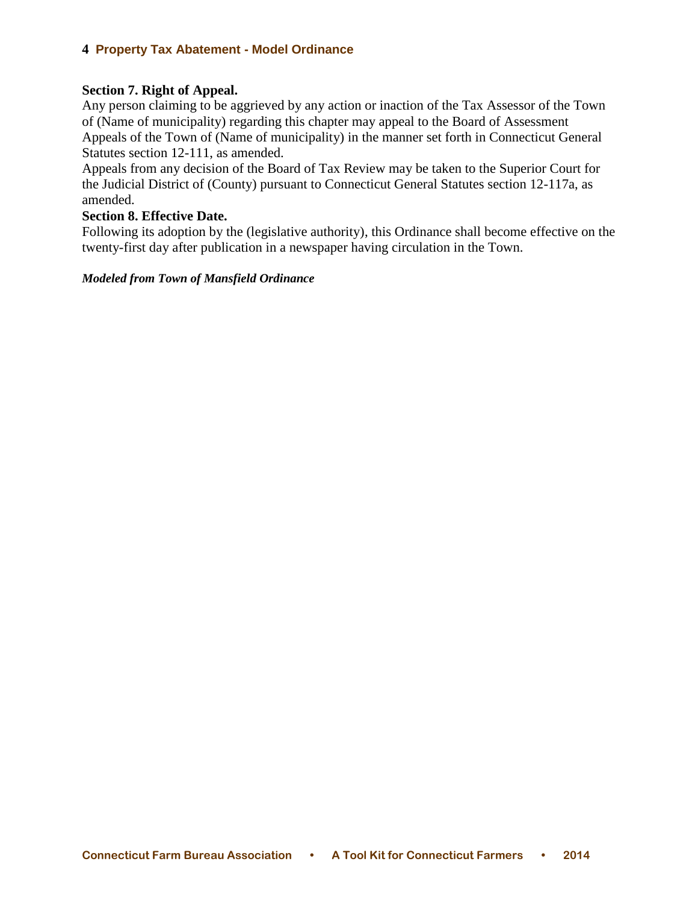**Section 7. Right of Appeal.**

Any person claiming to be aggrieved by any action or inaction of the Tax Assessor of the Town of (Name of municipality) regarding this chapter may appeal to the Board of Assessment Appeals of the Town of (Name of municipality) in the manner set forth in Connecticut General Statutes section 12-111, as amended.

Appeals from any decision of the Board of Tax Review may be taken to the Superior Court for the Judicial District of (County) pursuant to Connecticut General Statutes section 12-117a, as amended.

**Section 8. Effective Date.**

Following its adoption by the (legislative authority), this Ordinance shall become effective on the twenty-first day after publication in a newspaper having circulation in the Town.

***Modeled from Town of Mansfield Ordinance***